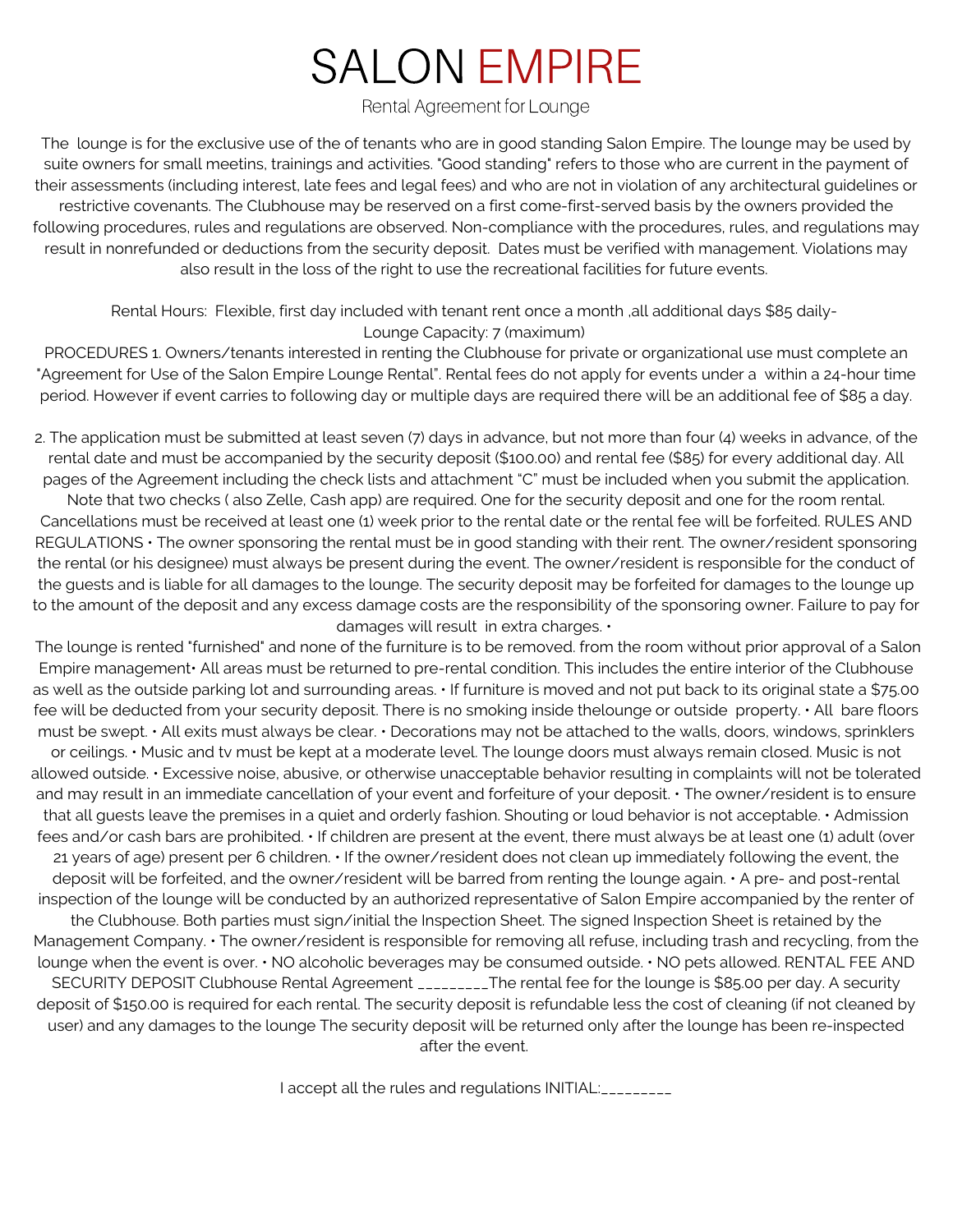# SALON EMPIRE

Rental Agreement for Lounge

The lounge is for the exclusive use of the of tenants who are in good standing Salon Empire. The lounge may be used by suite owners for small meetins, trainings and activities. "Good standing" refers to those who are current in the payment of their assessments (including interest, late fees and legal fees) and who are not in violation of any architectural guidelines or restrictive covenants. The Clubhouse may be reserved on a first come-first-served basis by the owners provided the following procedures, rules and regulations are observed. Non-compliance with the procedures, rules, and regulations may result in nonrefunded or deductions from the security deposit. Dates must be verified with management. Violations may also result in the loss of the right to use the recreational facilities for future events.

Rental Hours: Flexible, first day included with tenant rent once a month ,all additional days $85 daily-
Lounge Capacity: 7 (maximum)

PROCEDURES 1. Owners/tenants interested in renting the Clubhouse for private or organizational use must complete an "Agreement for Use of the Salon Empire Lounge Rental". Rental fees do not apply for events under a within a 24-hour time period. However if event carries to following day or multiple days are required there will be an additional fee of $85 a day.

2. The application must be submitted at least seven (7) days in advance, but not more than four (4) weeks in advance, of the rental date and must be accompanied by the security deposit ($100.00) and rental fee ($85) for every additional day. All pages of the Agreement including the check lists and attachment "C" must be included when you submit the application. Note that two checks ( also Zelle, Cash app) are required. One for the security deposit and one for the room rental. Cancellations must be received at least one (1) week prior to the rental date or the rental fee will be forfeited. RULES AND REGULATIONS • The owner sponsoring the rental must be in good standing with their rent. The owner/resident sponsoring the rental (or his designee) must always be present during the event. The owner/resident is responsible for the conduct of the guests and is liable for all damages to the lounge. The security deposit may be forfeited for damages to the lounge up to the amount of the deposit and any excess damage costs are the responsibility of the sponsoring owner. Failure to pay for damages will result in extra charges. •

The lounge is rented "furnished" and none of the furniture is to be removed. from the room without prior approval of a Salon Empire management• All areas must be returned to pre-rental condition. This includes the entire interior of the Clubhouse as well as the outside parking lot and surrounding areas. • If furniture is moved and not put back to its original state a $75.00 fee will be deducted from your security deposit. There is no smoking inside thelounge or outside property. • All bare floors must be swept. • All exits must always be clear. • Decorations may not be attached to the walls, doors, windows, sprinklers or ceilings. • Music and tv must be kept at a moderate level. The lounge doors must always remain closed. Music is not allowed outside. • Excessive noise, abusive, or otherwise unacceptable behavior resulting in complaints will not be tolerated and may result in an immediate cancellation of your event and forfeiture of your deposit. • The owner/resident is to ensure that all guests leave the premises in a quiet and orderly fashion. Shouting or loud behavior is not acceptable. • Admission fees and/or cash bars are prohibited. • If children are present at the event, there must always be at least one (1) adult (over 21 years of age) present per 6 children. • If the owner/resident does not clean up immediately following the event, the deposit will be forfeited, and the owner/resident will be barred from renting the lounge again. • A pre- and post-rental inspection of the lounge will be conducted by an authorized representative of Salon Empire accompanied by the renter of the Clubhouse. Both parties must sign/initial the Inspection Sheet. The signed Inspection Sheet is retained by the Management Company. • The owner/resident is responsible for removing all refuse, including trash and recycling, from the lounge when the event is over. • NO alcoholic beverages may be consumed outside. • NO pets allowed. RENTAL FEE AND SECURITY DEPOSIT Clubhouse Rental Agreement _________The rental fee for the lounge is $85.00 per day. A security deposit of $150.00 is required for each rental. The security deposit is refundable less the cost of cleaning (if not cleaned by user) and any damages to the lounge The security deposit will be returned only after the lounge has been re-inspected after the event.

I accept all the rules and regulations INITIAL:_________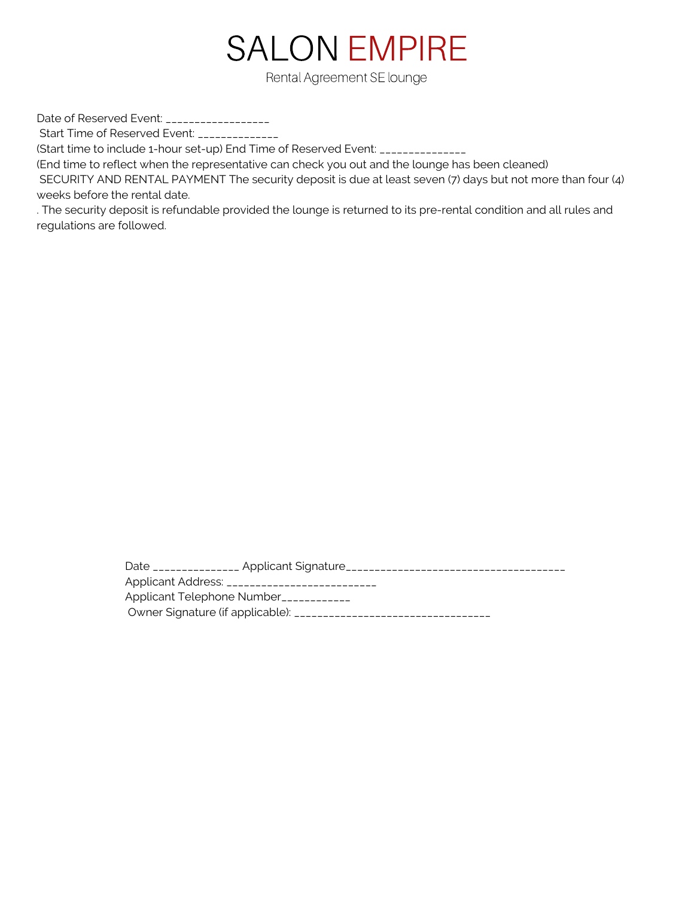# SALON EMPIRE

Rental Agreement SE lounge

Date of Reserved Event: _________________

Start Time of Reserved Event: ______________

(Start time to include 1-hour set-up) End Time of Reserved Event: _______________

(End time to reflect when the representative can check you out and the lounge has been cleaned)

SECURITY AND RENTAL PAYMENT The security deposit is due at least seven (7) days but not more than four (4) weeks before the rental date.

. The security deposit is refundable provided the lounge is returned to its pre-rental condition and all rules and regulations are followed.

Date _______________ Applicant Signature______________________________________

Applicant Address: __________________________

Applicant Telephone Number____________

Owner Signature (if applicable): ________________________________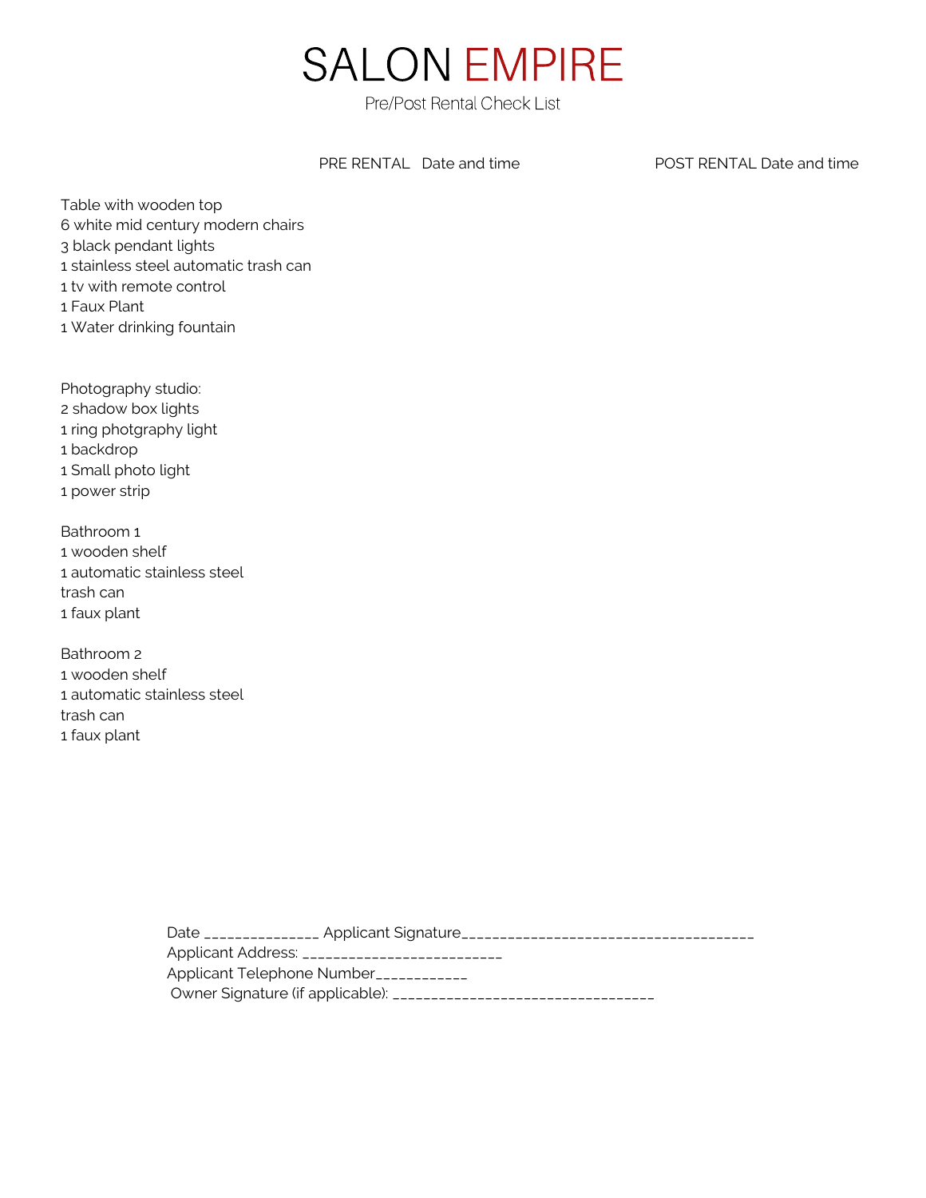# SALON EMPIRE

Pre/Post Rental Check List

PRE RENTAL Date and time POST RENTAL Date and time

Table with wooden top
6 white mid century modern chairs
3 black pendant lights
1 stainless steel automatic trash can
1 tv with remote control
1 Faux Plant
1 Water drinking fountain

Photography studio:
2 shadow box lights
1 ring photgraphy light
1 backdrop
1 Small photo light
1 power strip

Bathroom 1
1 wooden shelf
1 automatic stainless steel trash can
1 faux plant

Bathroom 2
1 wooden shelf
1 automatic stainless steel trash can
1 faux plant

Date ______________ Applicant Signature_____________________________________
Applicant Address: _________________________
Applicant Telephone Number___________
Owner Signature (if applicable): _________________________________